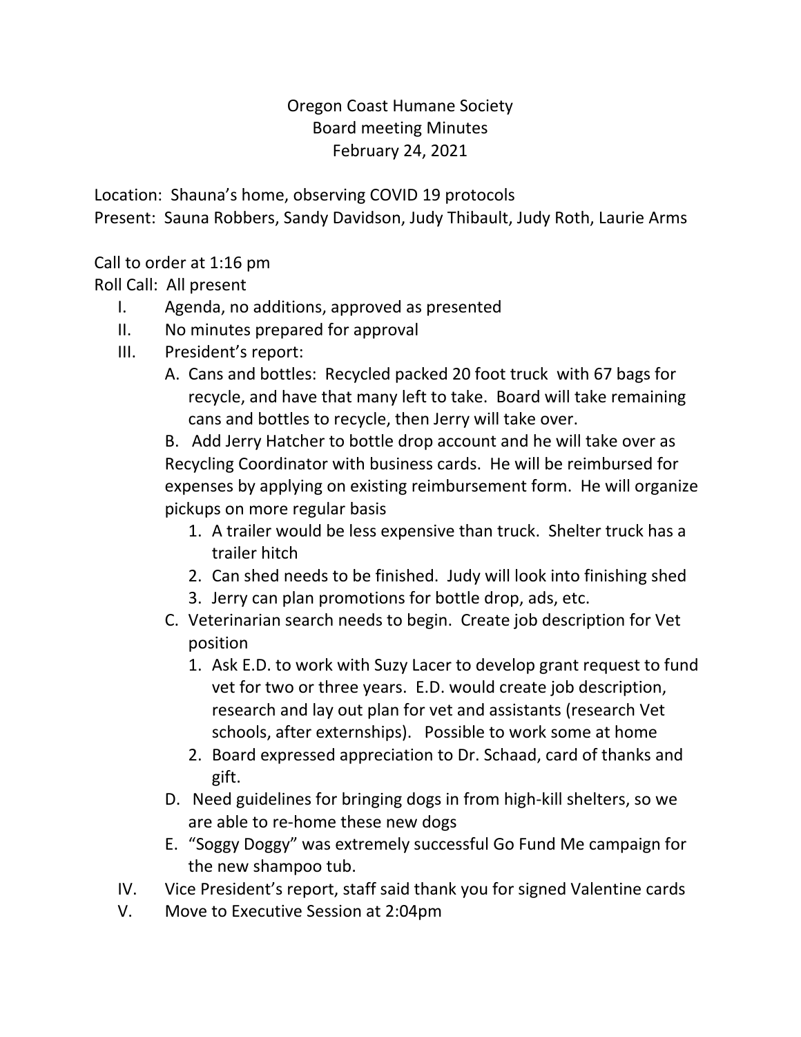# Oregon Coast Humane Society
## Board meeting Minutes
### February 24, 2021

Location: Shauna's home, observing COVID 19 protocols
Present: Sauna Robbers, Sandy Davidson, Judy Thibault, Judy Roth, Laurie Arms

Call to order at 1:16 pm
Roll Call: All present

I. Agenda, no additions, approved as presented

II. No minutes prepared for approval

III. President's report:

   A. Cans and bottles: Recycled packed 20 foot truck with 67 bags for recycle, and have that many left to take. Board will take remaining cans and bottles to recycle, then Jerry will take over.

   B. Add Jerry Hatcher to bottle drop account and he will take over as Recycling Coordinator with business cards. He will be reimbursed for expenses by applying on existing reimbursement form. He will organize pickups on more regular basis

      1. A trailer would be less expensive than truck. Shelter truck has a trailer hitch
      2. Can shed needs to be finished. Judy will look into finishing shed
      3. Jerry can plan promotions for bottle drop, ads, etc.

   C. Veterinarian search needs to begin. Create job description for Vet position

      1. Ask E.D. to work with Suzy Lacer to develop grant request to fund vet for two or three years. E.D. would create job description, research and lay out plan for vet and assistants (research Vet schools, after externships). Possible to work some at home
      2. Board expressed appreciation to Dr. Schaad, card of thanks and gift.

   D. Need guidelines for bringing dogs in from high-kill shelters, so we are able to re-home these new dogs

   E. "Soggy Doggy" was extremely successful Go Fund Me campaign for the new shampoo tub.

IV. Vice President's report, staff said thank you for signed Valentine cards

V. Move to Executive Session at 2:04pm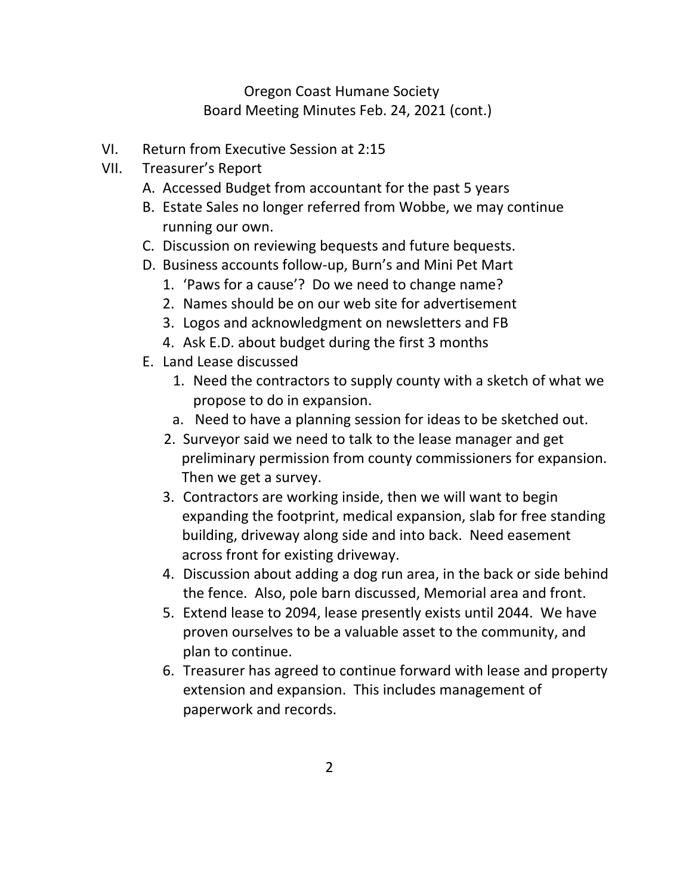Oregon Coast Humane Society
Board Meeting Minutes Feb. 24, 2021 (cont.)

VI. Return from Executive Session at 2:15

VII. Treasurer's Report

A. Accessed Budget from accountant for the past 5 years

B. Estate Sales no longer referred from Wobbe, we may continue running our own.

C. Discussion on reviewing bequests and future bequests.

D. Business accounts follow-up, Burn's and Mini Pet Mart

1. 'Paws for a cause'? Do we need to change name?
2. Names should be on our web site for advertisement
3. Logos and acknowledgment on newsletters and FB
4. Ask E.D. about budget during the first 3 months

E. Land Lease discussed

1. Need the contractors to supply county with a sketch of what we propose to do in expansion.
   a. Need to have a planning session for ideas to be sketched out.
2. Surveyor said we need to talk to the lease manager and get preliminary permission from county commissioners for expansion. Then we get a survey.
3. Contractors are working inside, then we will want to begin expanding the footprint, medical expansion, slab for free standing building, driveway along side and into back. Need easement across front for existing driveway.
4. Discussion about adding a dog run area, in the back or side behind the fence. Also, pole barn discussed, Memorial area and front.
5. Extend lease to 2094, lease presently exists until 2044. We have proven ourselves to be a valuable asset to the community, and plan to continue.
6. Treasurer has agreed to continue forward with lease and property extension and expansion. This includes management of paperwork and records.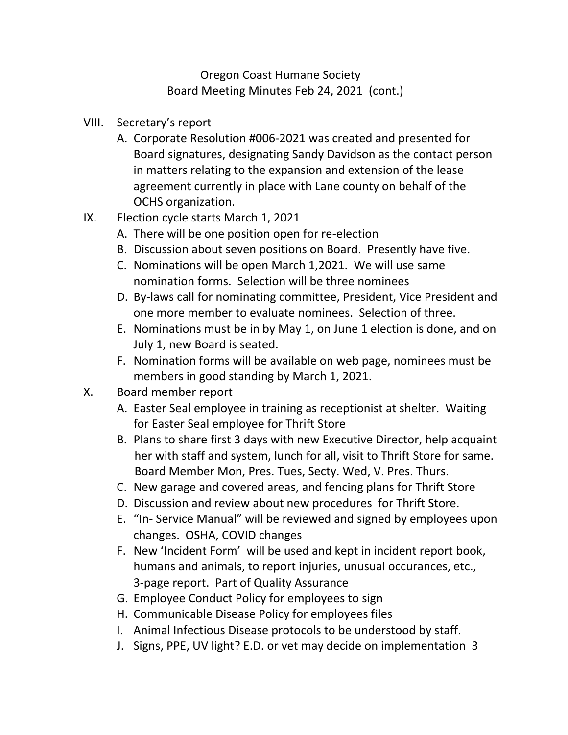Oregon Coast Humane Society
Board Meeting Minutes Feb 24, 2021 (cont.)

VIII. Secretary's report
   A. Corporate Resolution #006-2021 was created and presented for Board signatures, designating Sandy Davidson as the contact person in matters relating to the expansion and extension of the lease agreement currently in place with Lane county on behalf of the OCHS organization.

IX. Election cycle starts March 1, 2021
   A. There will be one position open for re-election
   B. Discussion about seven positions on Board. Presently have five.
   C. Nominations will be open March 1,2021. We will use same nomination forms. Selection will be three nominees
   D. By-laws call for nominating committee, President, Vice President and one more member to evaluate nominees. Selection of three.
   E. Nominations must be in by May 1, on June 1 election is done, and on July 1, new Board is seated.
   F. Nomination forms will be available on web page, nominees must be members in good standing by March 1, 2021.

X. Board member report
   A. Easter Seal employee in training as receptionist at shelter. Waiting for Easter Seal employee for Thrift Store
   B. Plans to share first 3 days with new Executive Director, help acquaint her with staff and system, lunch for all, visit to Thrift Store for same. Board Member Mon, Pres. Tues, Secty. Wed, V. Pres. Thurs.
   C. New garage and covered areas, and fencing plans for Thrift Store
   D. Discussion and review about new procedures for Thrift Store.
   E. "In- Service Manual" will be reviewed and signed by employees upon changes. OSHA, COVID changes
   F. New 'Incident Form' will be used and kept in incident report book, humans and animals, to report injuries, unusual occurances, etc., 3-page report. Part of Quality Assurance
   G. Employee Conduct Policy for employees to sign
   H. Communicable Disease Policy for employees files
   I. Animal Infectious Disease protocols to be understood by staff.
   J. Signs, PPE, UV light? E.D. or vet may decide on implementation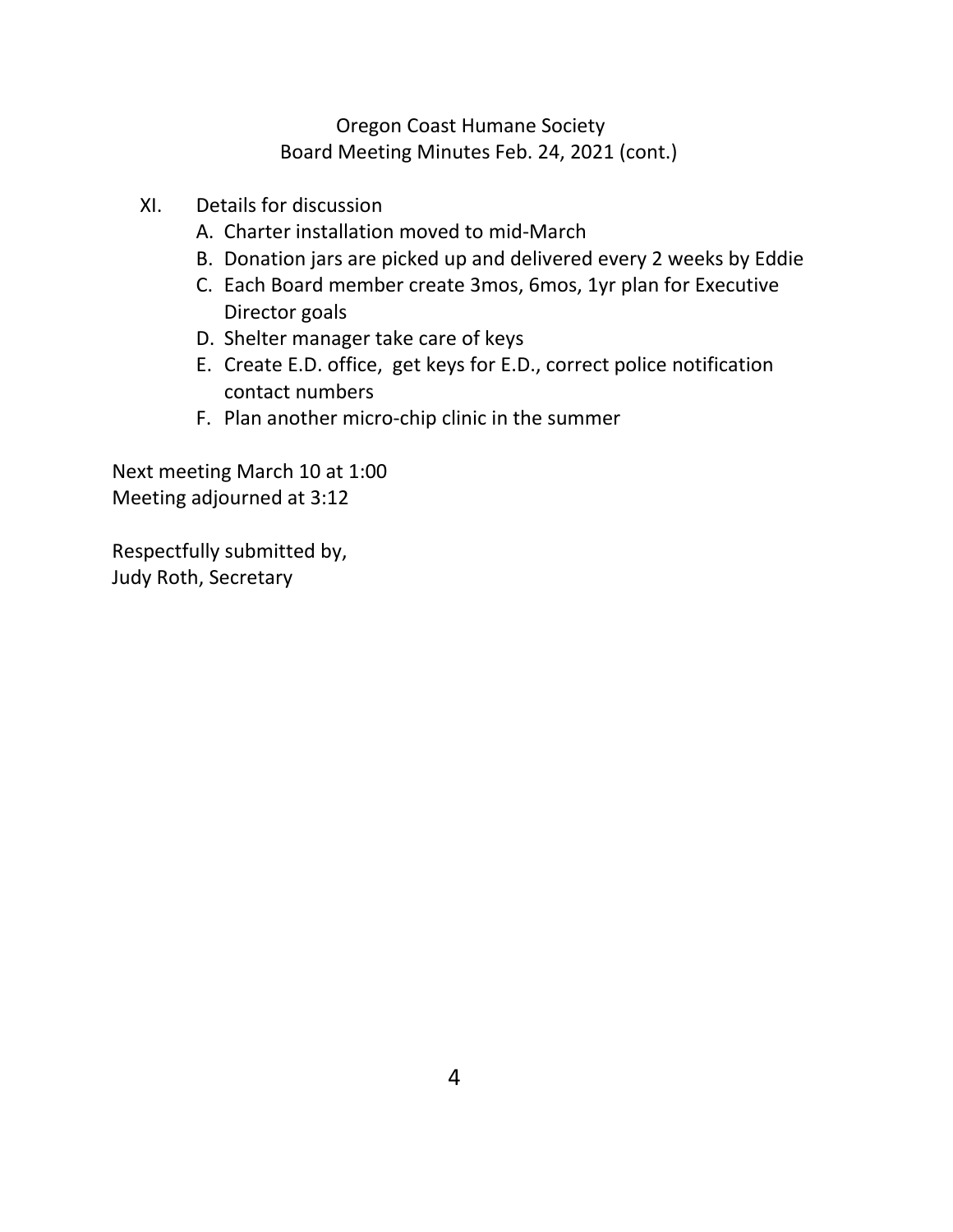Oregon Coast Humane Society
Board Meeting Minutes Feb. 24, 2021 (cont.)

XI. Details for discussion
   - A. Charter installation moved to mid-March
   - B. Donation jars are picked up and delivered every 2 weeks by Eddie
   - C. Each Board member create 3mos, 6mos, 1yr plan for Executive Director goals
   - D. Shelter manager take care of keys
   - E. Create E.D. office, get keys for E.D., correct police notification contact numbers
   - F. Plan another micro-chip clinic in the summer

Next meeting March 10 at 1:00
Meeting adjourned at 3:12

Respectfully submitted by,
Judy Roth, Secretary